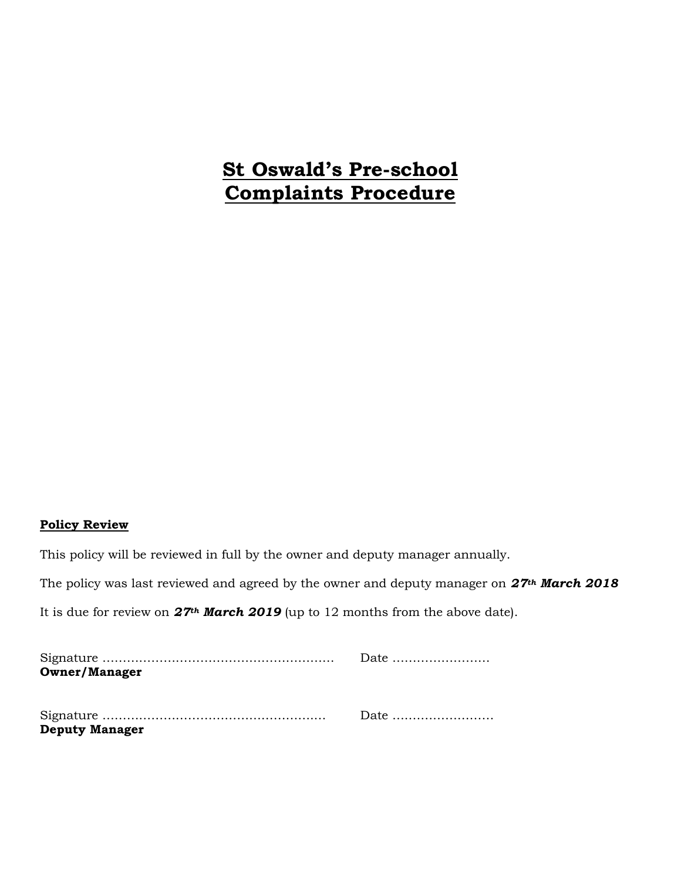# St Oswald's Pre-school Complaints Procedure

**Policy Review**

This policy will be reviewed in full by the owner and deputy manager annually.

The policy was last reviewed and agreed by the owner and deputy manager on ***27th March 2018***

It is due for review on ***27th March 2019*** (up to 12 months from the above date).

Signature ......................................................... Date ........................
**Owner/Manager**

Signature ....................................................... Date .........................
**Deputy Manager**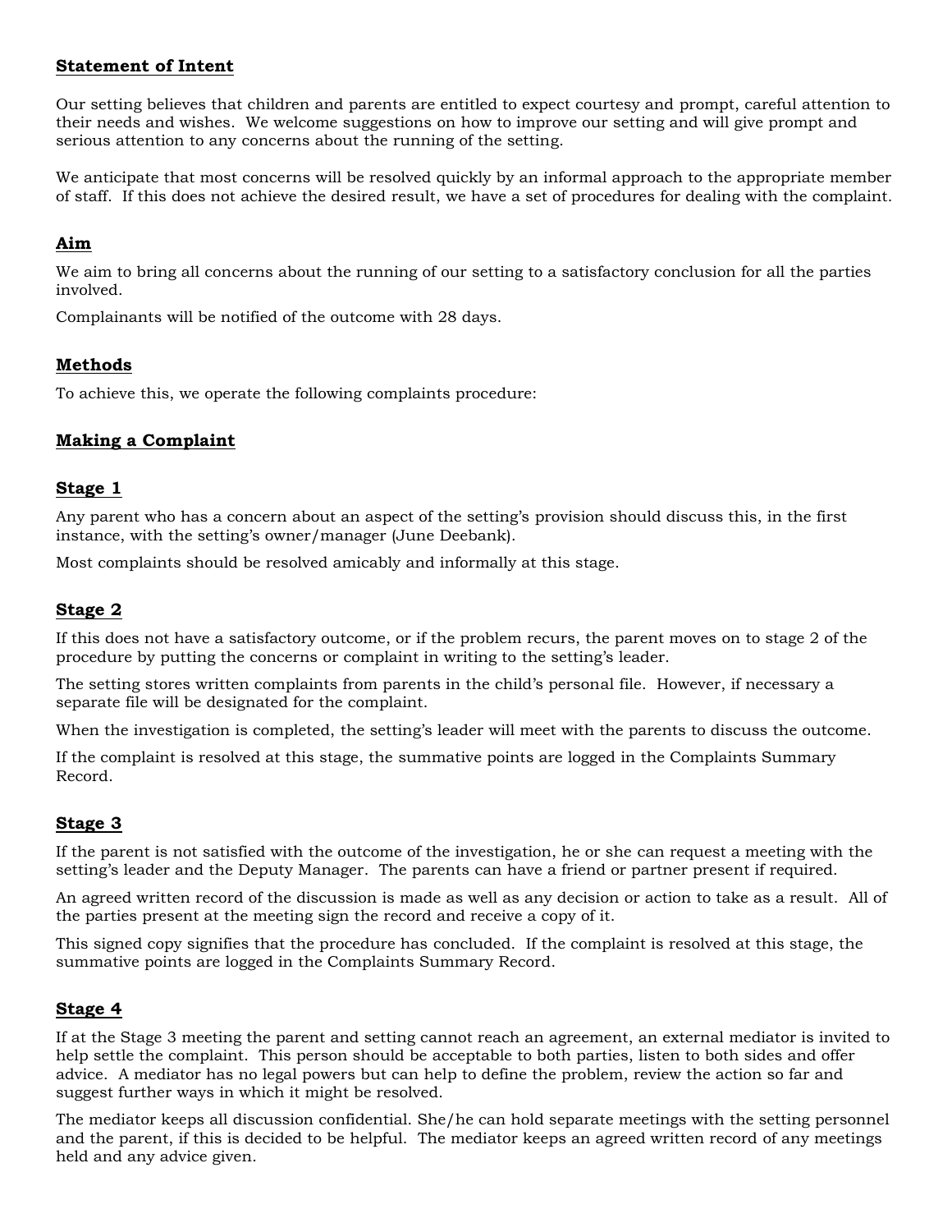## **Statement of Intent**

Our setting believes that children and parents are entitled to expect courtesy and prompt, careful attention to their needs and wishes. We welcome suggestions on how to improve our setting and will give prompt and serious attention to any concerns about the running of the setting.

We anticipate that most concerns will be resolved quickly by an informal approach to the appropriate member of staff. If this does not achieve the desired result, we have a set of procedures for dealing with the complaint.

## **Aim**

We aim to bring all concerns about the running of our setting to a satisfactory conclusion for all the parties involved.

Complainants will be notified of the outcome with 28 days.

## **Methods**

To achieve this, we operate the following complaints procedure:

## **Making a Complaint**

### **Stage 1**

Any parent who has a concern about an aspect of the setting's provision should discuss this, in the first instance, with the setting's owner/manager (June Deebank).

Most complaints should be resolved amicably and informally at this stage.

### **Stage 2**

If this does not have a satisfactory outcome, or if the problem recurs, the parent moves on to stage 2 of the procedure by putting the concerns or complaint in writing to the setting's leader.

The setting stores written complaints from parents in the child's personal file. However, if necessary a separate file will be designated for the complaint.

When the investigation is completed, the setting's leader will meet with the parents to discuss the outcome.

If the complaint is resolved at this stage, the summative points are logged in the Complaints Summary Record.

### **Stage 3**

If the parent is not satisfied with the outcome of the investigation, he or she can request a meeting with the setting's leader and the Deputy Manager. The parents can have a friend or partner present if required.

An agreed written record of the discussion is made as well as any decision or action to take as a result. All of the parties present at the meeting sign the record and receive a copy of it.

This signed copy signifies that the procedure has concluded. If the complaint is resolved at this stage, the summative points are logged in the Complaints Summary Record.

### **Stage 4**

If at the Stage 3 meeting the parent and setting cannot reach an agreement, an external mediator is invited to help settle the complaint. This person should be acceptable to both parties, listen to both sides and offer advice. A mediator has no legal powers but can help to define the problem, review the action so far and suggest further ways in which it might be resolved.

The mediator keeps all discussion confidential. She/he can hold separate meetings with the setting personnel and the parent, if this is decided to be helpful. The mediator keeps an agreed written record of any meetings held and any advice given.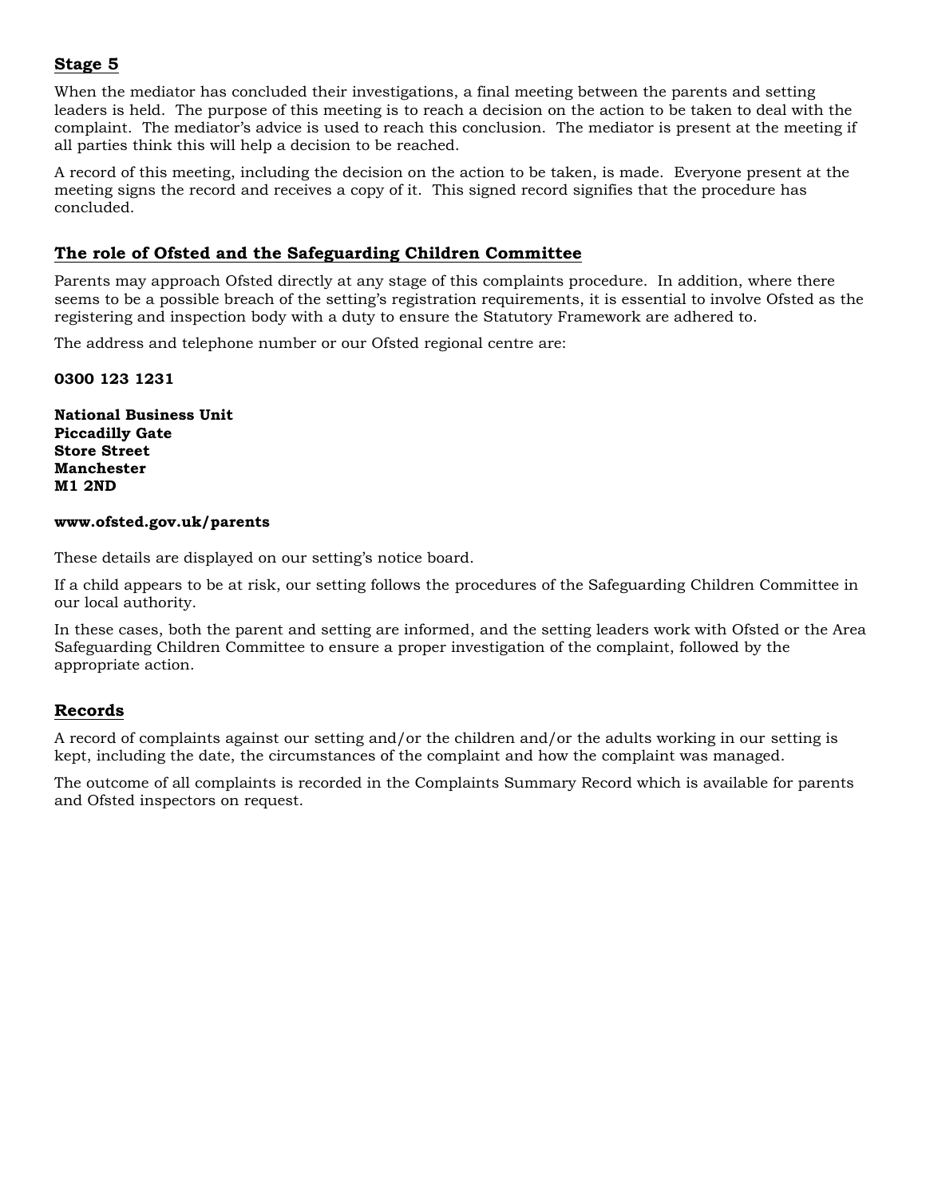## Stage 5

When the mediator has concluded their investigations, a final meeting between the parents and setting leaders is held. The purpose of this meeting is to reach a decision on the action to be taken to deal with the complaint. The mediator's advice is used to reach this conclusion. The mediator is present at the meeting if all parties think this will help a decision to be reached.

A record of this meeting, including the decision on the action to be taken, is made. Everyone present at the meeting signs the record and receives a copy of it. This signed record signifies that the procedure has concluded.

## The role of Ofsted and the Safeguarding Children Committee

Parents may approach Ofsted directly at any stage of this complaints procedure. In addition, where there seems to be a possible breach of the setting's registration requirements, it is essential to involve Ofsted as the registering and inspection body with a duty to ensure the Statutory Framework are adhered to.

The address and telephone number or our Ofsted regional centre are:

**0300 123 1231**

**National Business Unit**
**Piccadilly Gate**
**Store Street**
**Manchester**
**M1 2ND**

**www.ofsted.gov.uk/parents**

These details are displayed on our setting's notice board.

If a child appears to be at risk, our setting follows the procedures of the Safeguarding Children Committee in our local authority.

In these cases, both the parent and setting are informed, and the setting leaders work with Ofsted or the Area Safeguarding Children Committee to ensure a proper investigation of the complaint, followed by the appropriate action.

## Records

A record of complaints against our setting and/or the children and/or the adults working in our setting is kept, including the date, the circumstances of the complaint and how the complaint was managed.

The outcome of all complaints is recorded in the Complaints Summary Record which is available for parents and Ofsted inspectors on request.